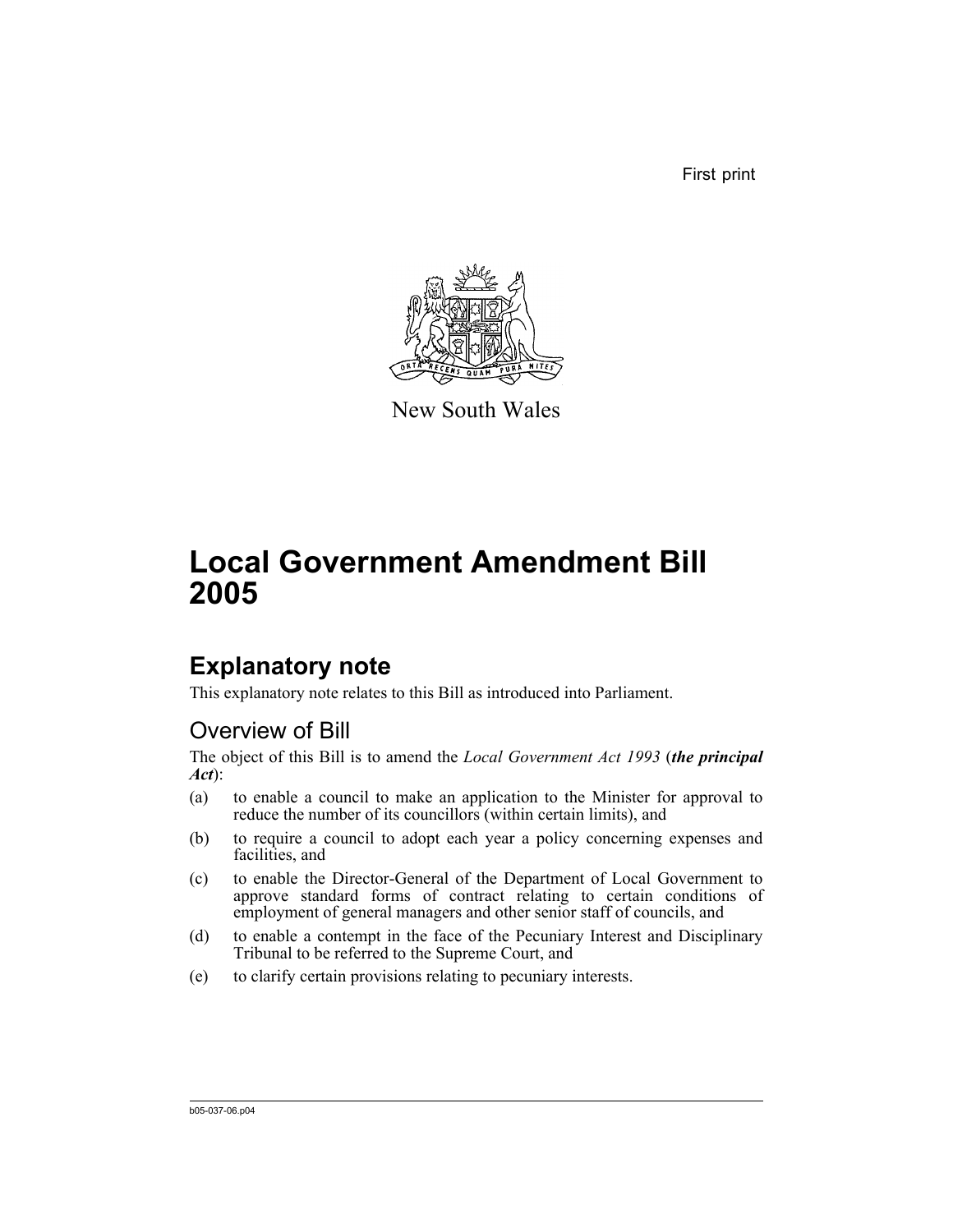First print

New South Wales

# Local Government Amendment Bill 2005

## Explanatory note

This explanatory note relates to this Bill as introduced into Parliament.

### Overview of Bill

The object of this Bill is to amend the *Local Government Act 1993* (***the principal Act***):

(a) to enable a council to make an application to the Minister for approval to reduce the number of its councillors (within certain limits), and

(b) to require a council to adopt each year a policy concerning expenses and facilities, and

(c) to enable the Director-General of the Department of Local Government to approve standard forms of contract relating to certain conditions of employment of general managers and other senior staff of councils, and

(d) to enable a contempt in the face of the Pecuniary Interest and Disciplinary Tribunal to be referred to the Supreme Court, and

(e) to clarify certain provisions relating to pecuniary interests.

b05-037-06.p04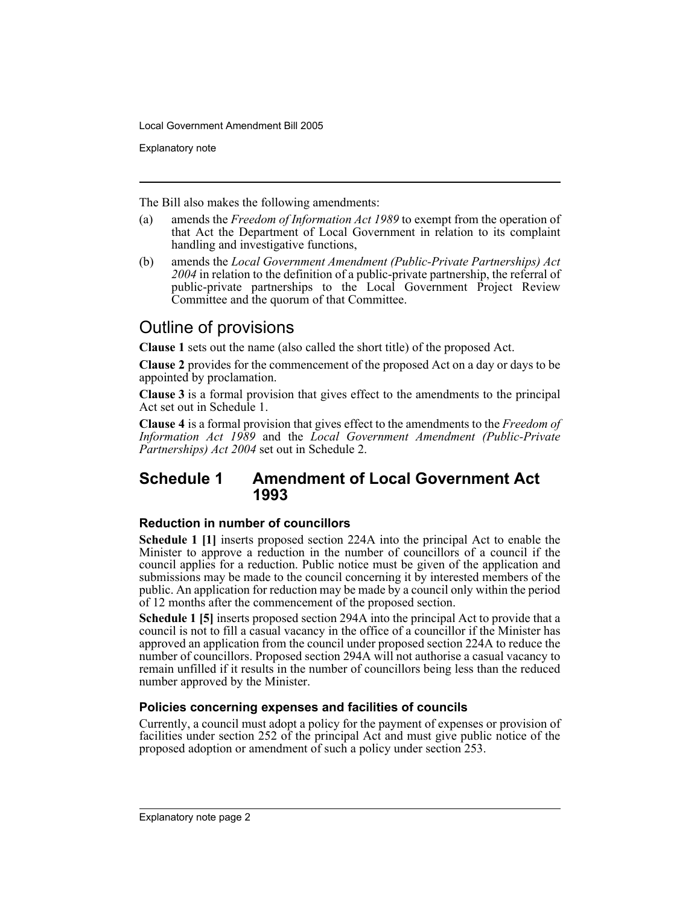The Bill also makes the following amendments:

(a) amends the *Freedom of Information Act 1989* to exempt from the operation of that Act the Department of Local Government in relation to its complaint handling and investigative functions,

(b) amends the *Local Government Amendment (Public-Private Partnerships) Act 2004* in relation to the definition of a public-private partnership, the referral of public-private partnerships to the Local Government Project Review Committee and the quorum of that Committee.

## Outline of provisions

**Clause 1** sets out the name (also called the short title) of the proposed Act.

**Clause 2** provides for the commencement of the proposed Act on a day or days to be appointed by proclamation.

**Clause 3** is a formal provision that gives effect to the amendments to the principal Act set out in Schedule 1.

**Clause 4** is a formal provision that gives effect to the amendments to the *Freedom of Information Act 1989* and the *Local Government Amendment (Public-Private Partnerships) Act 2004* set out in Schedule 2.

## Schedule 1 Amendment of Local Government Act 1993

### Reduction in number of councillors

**Schedule 1 [1]** inserts proposed section 224A into the principal Act to enable the Minister to approve a reduction in the number of councillors of a council if the council applies for a reduction. Public notice must be given of the application and submissions may be made to the council concerning it by interested members of the public. An application for reduction may be made by a council only within the period of 12 months after the commencement of the proposed section.

**Schedule 1 [5]** inserts proposed section 294A into the principal Act to provide that a council is not to fill a casual vacancy in the office of a councillor if the Minister has approved an application from the council under proposed section 224A to reduce the number of councillors. Proposed section 294A will not authorise a casual vacancy to remain unfilled if it results in the number of councillors being less than the reduced number approved by the Minister.

### Policies concerning expenses and facilities of councils

Currently, a council must adopt a policy for the payment of expenses or provision of facilities under section 252 of the principal Act and must give public notice of the proposed adoption or amendment of such a policy under section 253.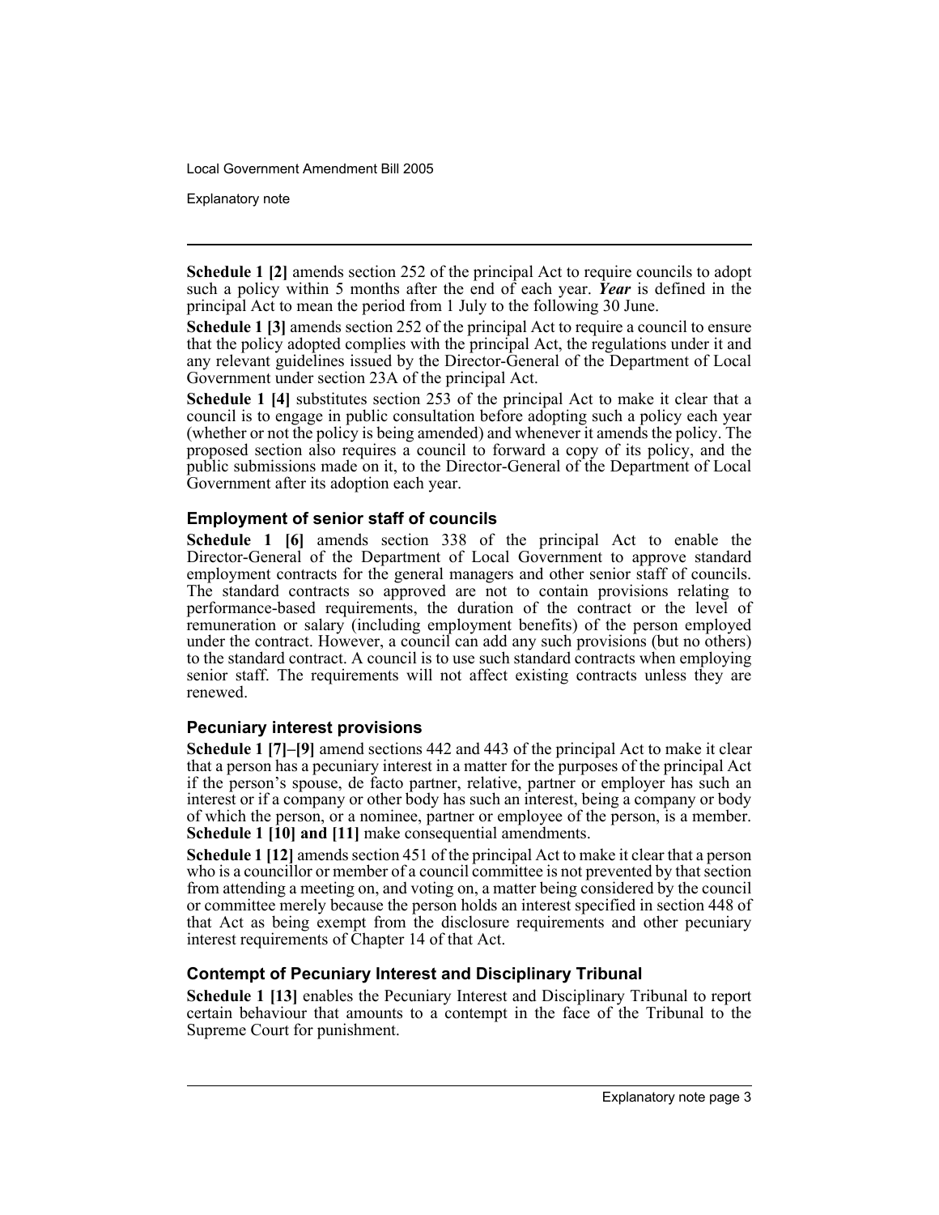**Schedule 1 [2]** amends section 252 of the principal Act to require councils to adopt such a policy within 5 months after the end of each year. ***Year*** is defined in the principal Act to mean the period from 1 July to the following 30 June.

**Schedule 1 [3]** amends section 252 of the principal Act to require a council to ensure that the policy adopted complies with the principal Act, the regulations under it and any relevant guidelines issued by the Director-General of the Department of Local Government under section 23A of the principal Act.

**Schedule 1 [4]** substitutes section 253 of the principal Act to make it clear that a council is to engage in public consultation before adopting such a policy each year (whether or not the policy is being amended) and whenever it amends the policy. The proposed section also requires a council to forward a copy of its policy, and the public submissions made on it, to the Director-General of the Department of Local Government after its adoption each year.

### Employment of senior staff of councils

**Schedule 1 [6]** amends section 338 of the principal Act to enable the Director-General of the Department of Local Government to approve standard employment contracts for the general managers and other senior staff of councils. The standard contracts so approved are not to contain provisions relating to performance-based requirements, the duration of the contract or the level of remuneration or salary (including employment benefits) of the person employed under the contract. However, a council can add any such provisions (but no others) to the standard contract. A council is to use such standard contracts when employing senior staff. The requirements will not affect existing contracts unless they are renewed.

### Pecuniary interest provisions

**Schedule 1 [7]–[9]** amend sections 442 and 443 of the principal Act to make it clear that a person has a pecuniary interest in a matter for the purposes of the principal Act if the person's spouse, de facto partner, relative, partner or employer has such an interest or if a company or other body has such an interest, being a company or body of which the person, or a nominee, partner or employee of the person, is a member. **Schedule 1 [10] and [11]** make consequential amendments.

**Schedule 1 [12]** amends section 451 of the principal Act to make it clear that a person who is a councillor or member of a council committee is not prevented by that section from attending a meeting on, and voting on, a matter being considered by the council or committee merely because the person holds an interest specified in section 448 of that Act as being exempt from the disclosure requirements and other pecuniary interest requirements of Chapter 14 of that Act.

### Contempt of Pecuniary Interest and Disciplinary Tribunal

**Schedule 1 [13]** enables the Pecuniary Interest and Disciplinary Tribunal to report certain behaviour that amounts to a contempt in the face of the Tribunal to the Supreme Court for punishment.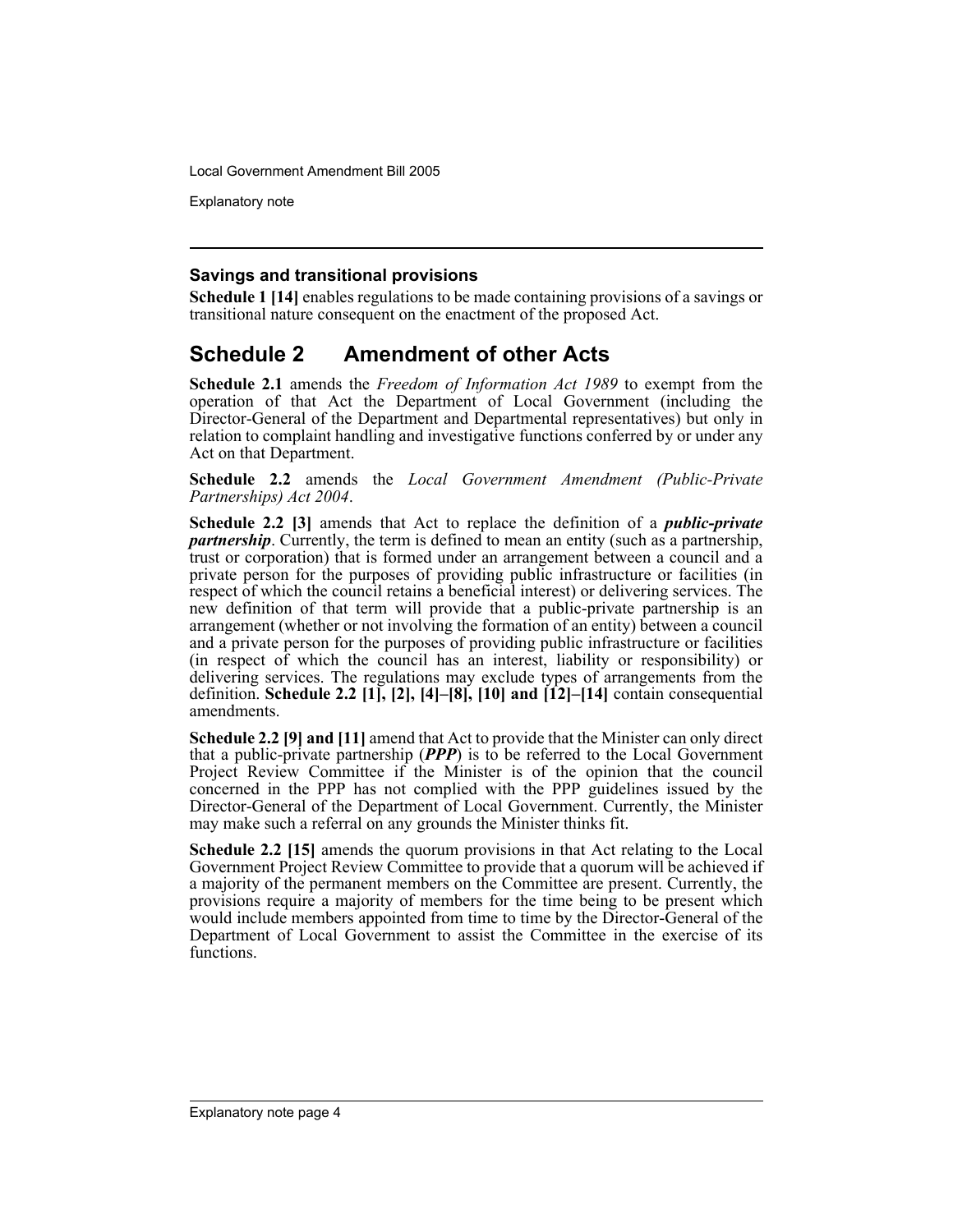### Savings and transitional provisions

**Schedule 1 [14]** enables regulations to be made containing provisions of a savings or transitional nature consequent on the enactment of the proposed Act.

## Schedule 2 Amendment of other Acts

**Schedule 2.1** amends the *Freedom of Information Act 1989* to exempt from the operation of that Act the Department of Local Government (including the Director-General of the Department and Departmental representatives) but only in relation to complaint handling and investigative functions conferred by or under any Act on that Department.

**Schedule 2.2** amends the *Local Government Amendment (Public-Private Partnerships) Act 2004*.

**Schedule 2.2 [3]** amends that Act to replace the definition of a ***public-private partnership***. Currently, the term is defined to mean an entity (such as a partnership, trust or corporation) that is formed under an arrangement between a council and a private person for the purposes of providing public infrastructure or facilities (in respect of which the council retains a beneficial interest) or delivering services. The new definition of that term will provide that a public-private partnership is an arrangement (whether or not involving the formation of an entity) between a council and a private person for the purposes of providing public infrastructure or facilities (in respect of which the council has an interest, liability or responsibility) or delivering services. The regulations may exclude types of arrangements from the definition. **Schedule 2.2 [1], [2], [4]–[8], [10] and [12]–[14]** contain consequential amendments.

**Schedule 2.2 [9] and [11]** amend that Act to provide that the Minister can only direct that a public-private partnership (***PPP***) is to be referred to the Local Government Project Review Committee if the Minister is of the opinion that the council concerned in the PPP has not complied with the PPP guidelines issued by the Director-General of the Department of Local Government. Currently, the Minister may make such a referral on any grounds the Minister thinks fit.

**Schedule 2.2 [15]** amends the quorum provisions in that Act relating to the Local Government Project Review Committee to provide that a quorum will be achieved if a majority of the permanent members on the Committee are present. Currently, the provisions require a majority of members for the time being to be present which would include members appointed from time to time by the Director-General of the Department of Local Government to assist the Committee in the exercise of its functions.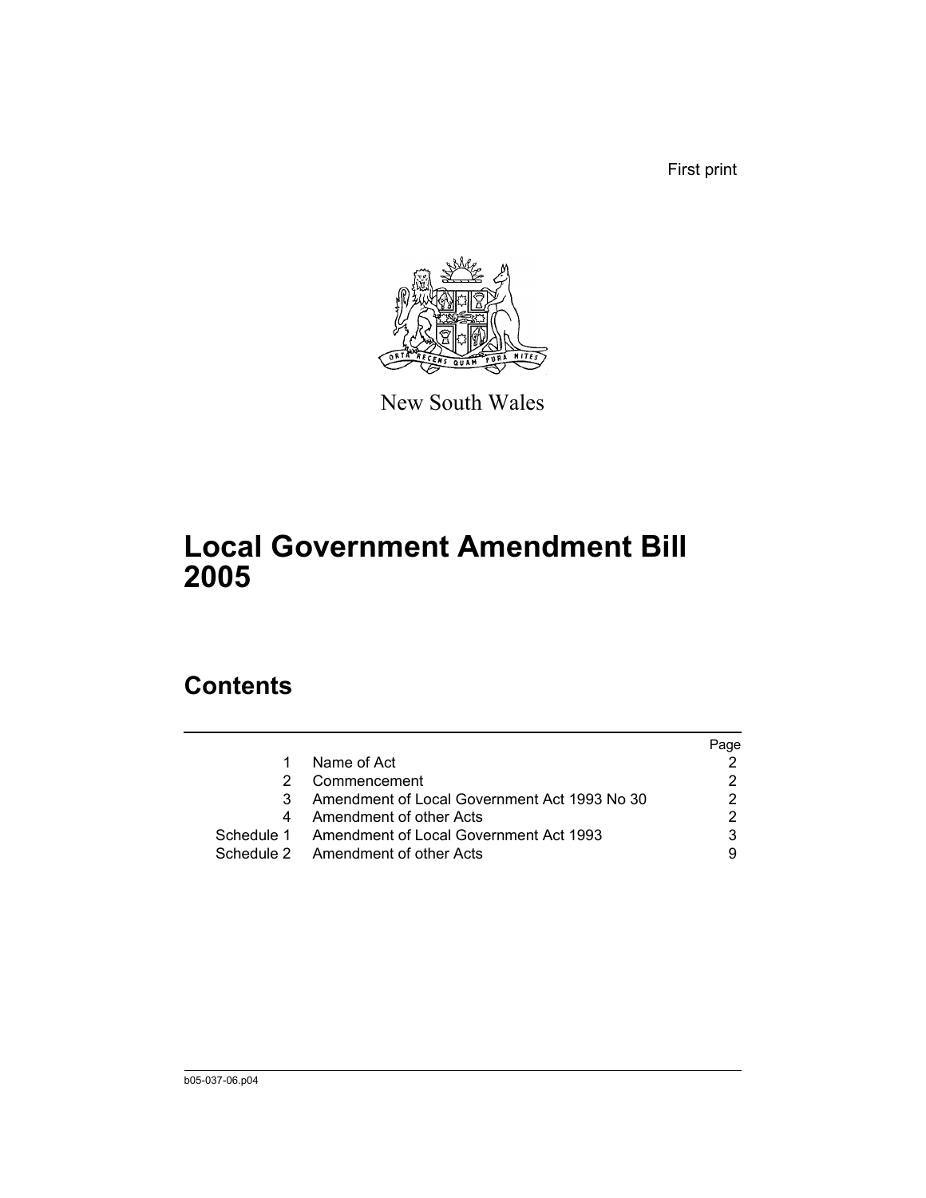First print

New South Wales

# Local Government Amendment Bill 2005

## Contents

| | | Page |
|---|---|---|
| 1 | Name of Act | 2 |
| 2 | Commencement | 2 |
| 3 | Amendment of Local Government Act 1993 No 30 | 2 |
| 4 | Amendment of other Acts | 2 |
| Schedule 1 | Amendment of Local Government Act 1993 | 3 |
| Schedule 2 | Amendment of other Acts | 9 |

b05-037-06.p04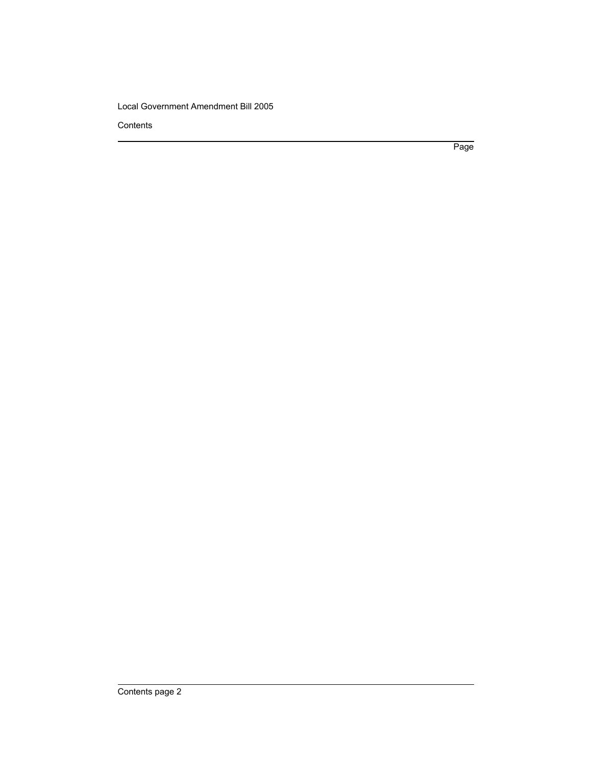Contents

Page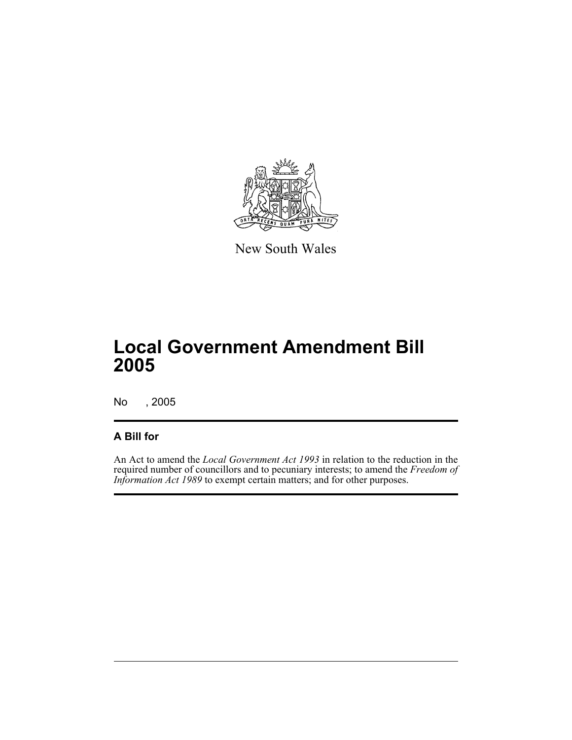New South Wales

# Local Government Amendment Bill 2005

No , 2005

## A Bill for

An Act to amend the *Local Government Act 1993* in relation to the reduction in the required number of councillors and to pecuniary interests; to amend the *Freedom of Information Act 1989* to exempt certain matters; and for other purposes.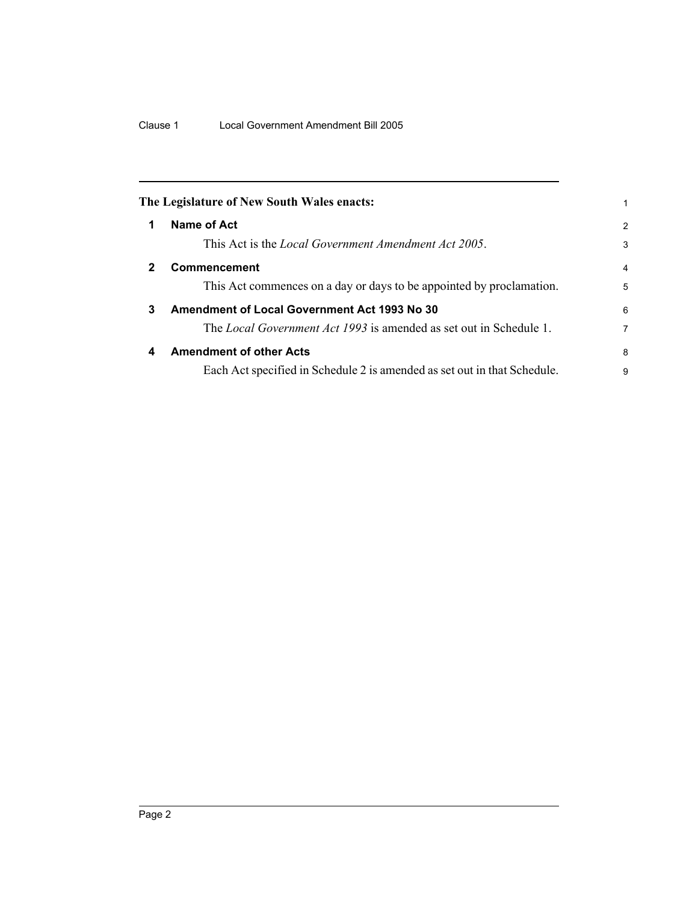**The Legislature of New South Wales enacts:**

## 1 Name of Act

This Act is the *Local Government Amendment Act 2005*.

## 2 Commencement

This Act commences on a day or days to be appointed by proclamation.

## 3 Amendment of Local Government Act 1993 No 30

The *Local Government Act 1993* is amended as set out in Schedule 1.

## 4 Amendment of other Acts

Each Act specified in Schedule 2 is amended as set out in that Schedule.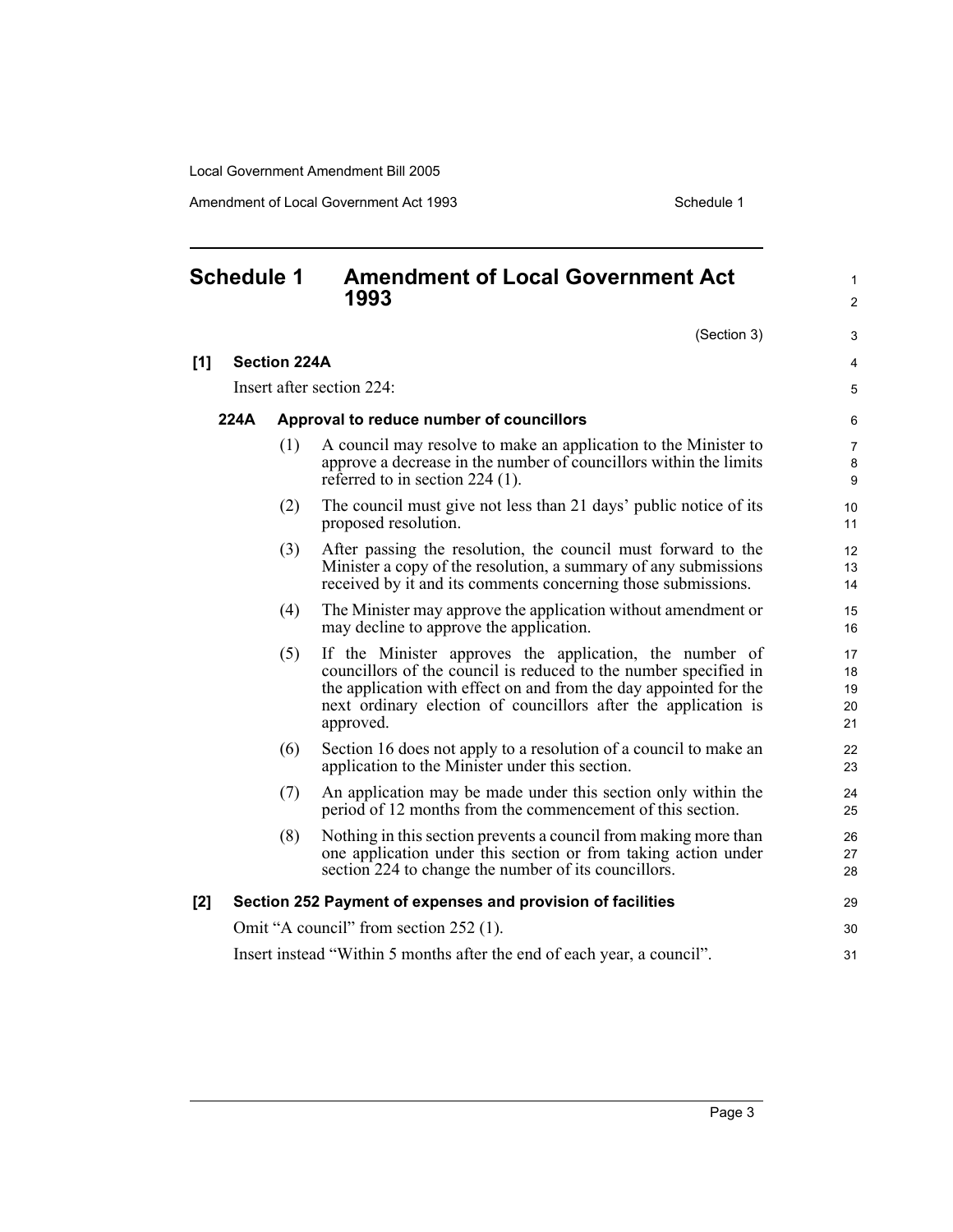## Schedule 1 Amendment of Local Government Act 1993

(Section 3)

**[1] Section 224A**

Insert after section 224:

**224A Approval to reduce number of councillors**

(1) A council may resolve to make an application to the Minister to approve a decrease in the number of councillors within the limits referred to in section 224 (1).

(2) The council must give not less than 21 days' public notice of its proposed resolution.

(3) After passing the resolution, the council must forward to the Minister a copy of the resolution, a summary of any submissions received by it and its comments concerning those submissions.

(4) The Minister may approve the application without amendment or may decline to approve the application.

(5) If the Minister approves the application, the number of councillors of the council is reduced to the number specified in the application with effect on and from the day appointed for the next ordinary election of councillors after the application is approved.

(6) Section 16 does not apply to a resolution of a council to make an application to the Minister under this section.

(7) An application may be made under this section only within the period of 12 months from the commencement of this section.

(8) Nothing in this section prevents a council from making more than one application under this section or from taking action under section 224 to change the number of its councillors.

**[2] Section 252 Payment of expenses and provision of facilities**

Omit "A council" from section 252 (1).

Insert instead "Within 5 months after the end of each year, a council".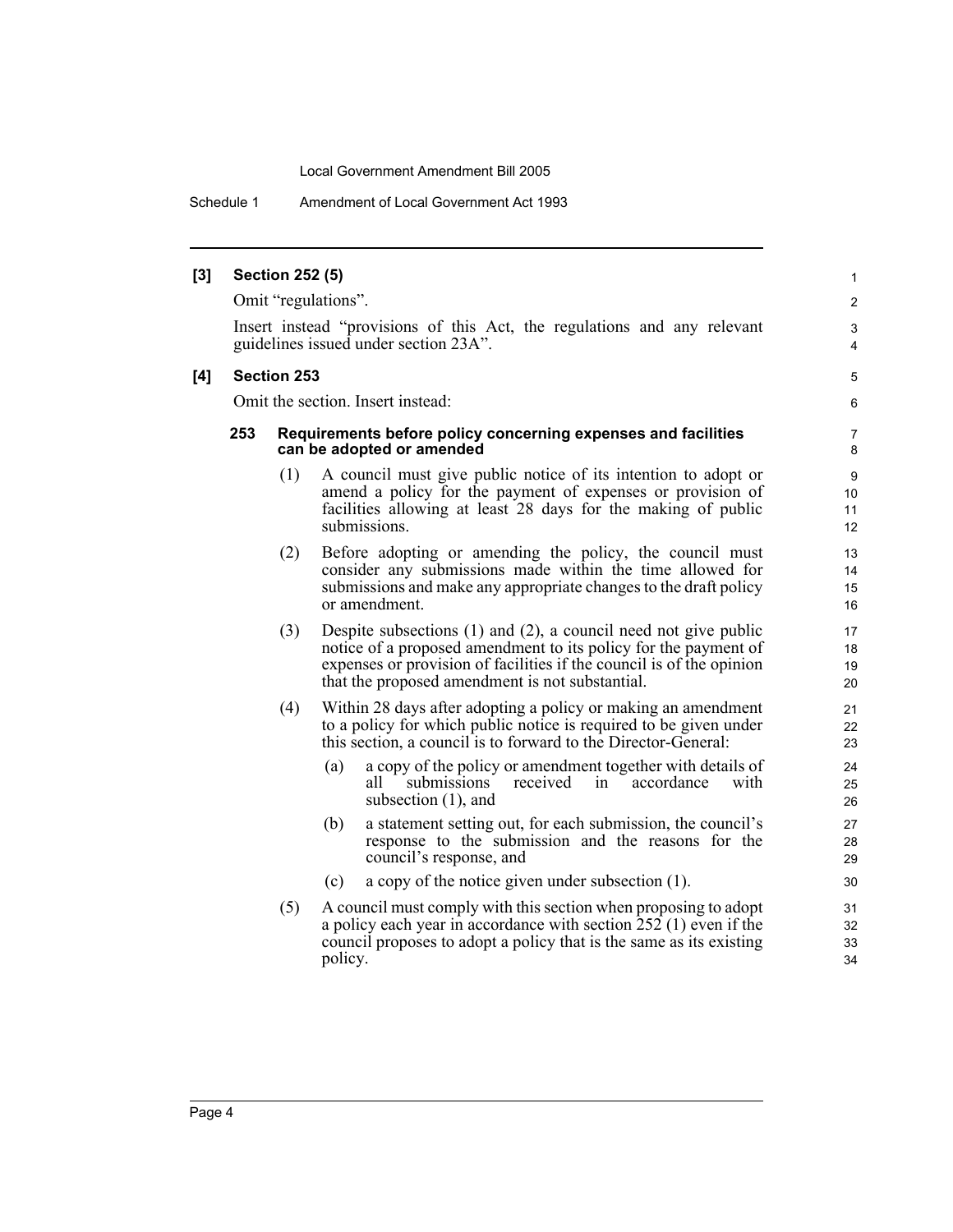**[3] Section 252 (5)**

Omit "regulations".

Insert instead "provisions of this Act, the regulations and any relevant guidelines issued under section 23A".

**[4] Section 253**

Omit the section. Insert instead:

**253 Requirements before policy concerning expenses and facilities can be adopted or amended**

(1) A council must give public notice of its intention to adopt or amend a policy for the payment of expenses or provision of facilities allowing at least 28 days for the making of public submissions.

(2) Before adopting or amending the policy, the council must consider any submissions made within the time allowed for submissions and make any appropriate changes to the draft policy or amendment.

(3) Despite subsections (1) and (2), a council need not give public notice of a proposed amendment to its policy for the payment of expenses or provision of facilities if the council is of the opinion that the proposed amendment is not substantial.

(4) Within 28 days after adopting a policy or making an amendment to a policy for which public notice is required to be given under this section, a council is to forward to the Director-General:

(a) a copy of the policy or amendment together with details of all submissions received in accordance with subsection (1), and

(b) a statement setting out, for each submission, the council's response to the submission and the reasons for the council's response, and

(c) a copy of the notice given under subsection (1).

(5) A council must comply with this section when proposing to adopt a policy each year in accordance with section 252 (1) even if the council proposes to adopt a policy that is the same as its existing policy.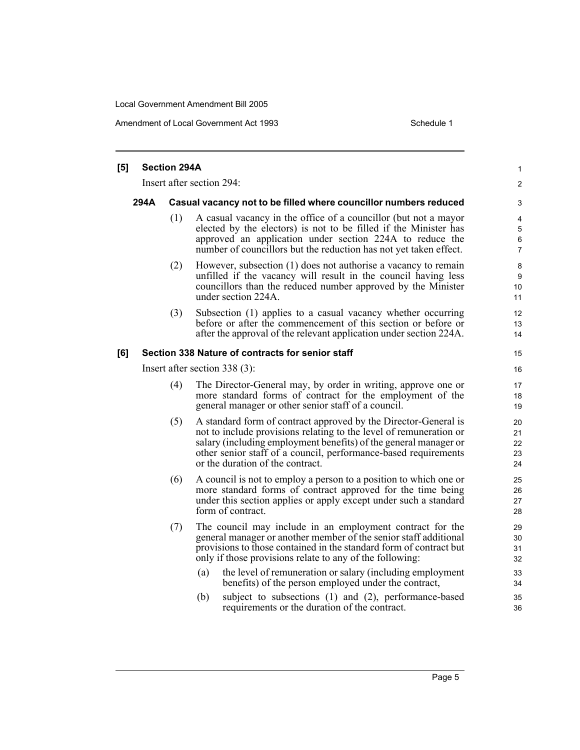**[5] Section 294A**

Insert after section 294:

**294A Casual vacancy not to be filled where councillor numbers reduced**

(1) A casual vacancy in the office of a councillor (but not a mayor elected by the electors) is not to be filled if the Minister has approved an application under section 224A to reduce the number of councillors but the reduction has not yet taken effect.

(2) However, subsection (1) does not authorise a vacancy to remain unfilled if the vacancy will result in the council having less councillors than the reduced number approved by the Minister under section 224A.

(3) Subsection (1) applies to a casual vacancy whether occurring before or after the commencement of this section or before or after the approval of the relevant application under section 224A.

**[6] Section 338 Nature of contracts for senior staff**

Insert after section 338 (3):

(4) The Director-General may, by order in writing, approve one or more standard forms of contract for the employment of the general manager or other senior staff of a council.

(5) A standard form of contract approved by the Director-General is not to include provisions relating to the level of remuneration or salary (including employment benefits) of the general manager or other senior staff of a council, performance-based requirements or the duration of the contract.

(6) A council is not to employ a person to a position to which one or more standard forms of contract approved for the time being under this section applies or apply except under such a standard form of contract.

(7) The council may include in an employment contract for the general manager or another member of the senior staff additional provisions to those contained in the standard form of contract but only if those provisions relate to any of the following:

(a) the level of remuneration or salary (including employment benefits) of the person employed under the contract,

(b) subject to subsections (1) and (2), performance-based requirements or the duration of the contract.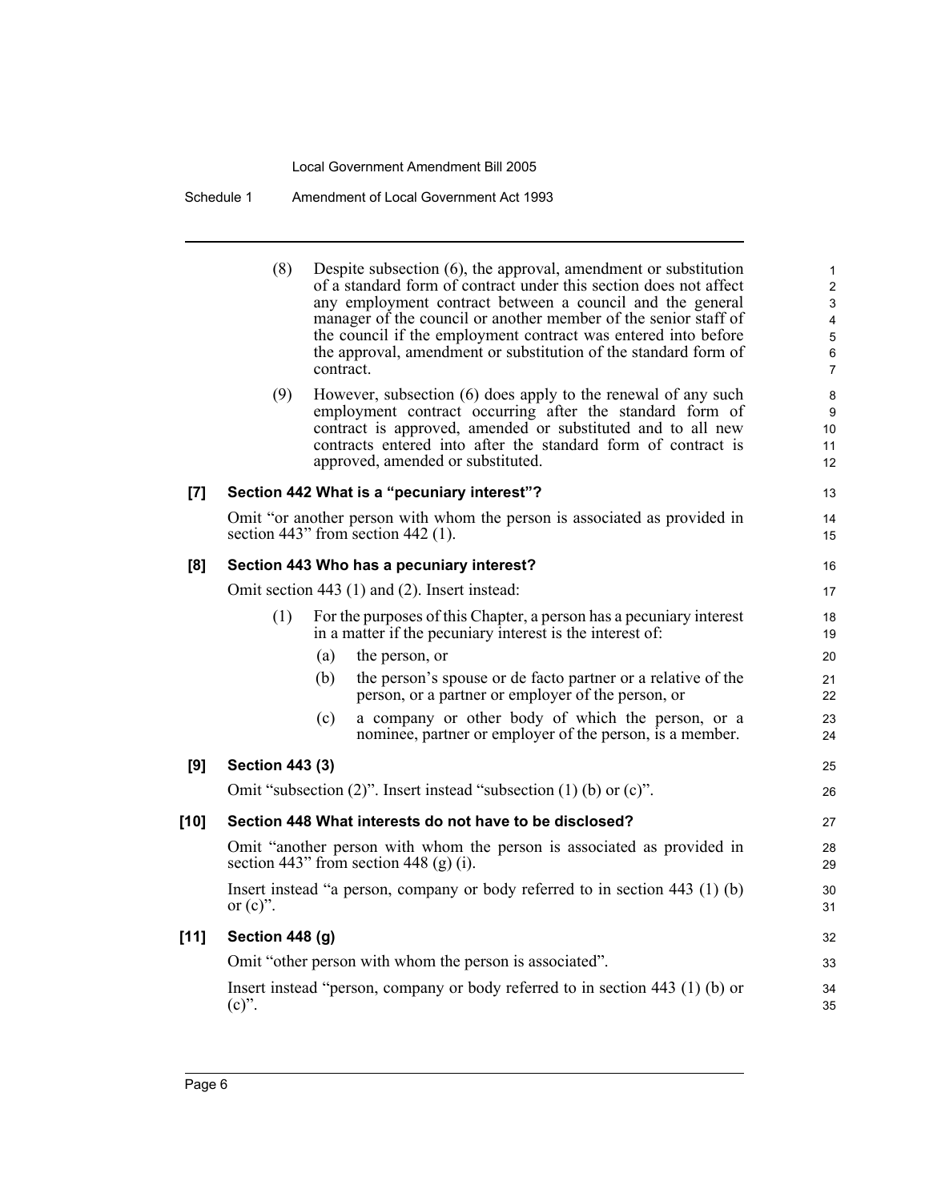(8) Despite subsection (6), the approval, amendment or substitution of a standard form of contract under this section does not affect any employment contract between a council and the general manager of the council or another member of the senior staff of the council if the employment contract was entered into before the approval, amendment or substitution of the standard form of contract.

(9) However, subsection (6) does apply to the renewal of any such employment contract occurring after the standard form of contract is approved, amended or substituted and to all new contracts entered into after the standard form of contract is approved, amended or substituted.

**[7] Section 442 What is a "pecuniary interest"?**

Omit "or another person with whom the person is associated as provided in section 443" from section 442 (1).

**[8] Section 443 Who has a pecuniary interest?**

Omit section 443 (1) and (2). Insert instead:

(1) For the purposes of this Chapter, a person has a pecuniary interest in a matter if the pecuniary interest is the interest of:

(a) the person, or

(b) the person's spouse or de facto partner or a relative of the person, or a partner or employer of the person, or

(c) a company or other body of which the person, or a nominee, partner or employer of the person, is a member.

**[9] Section 443 (3)**

Omit "subsection (2)". Insert instead "subsection (1) (b) or (c)".

**[10] Section 448 What interests do not have to be disclosed?**

Omit "another person with whom the person is associated as provided in section 443" from section 448 (g) (i).

Insert instead "a person, company or body referred to in section 443 (1) (b) or (c)".

**[11] Section 448 (g)**

Omit "other person with whom the person is associated".

Insert instead "person, company or body referred to in section 443 (1) (b) or (c)".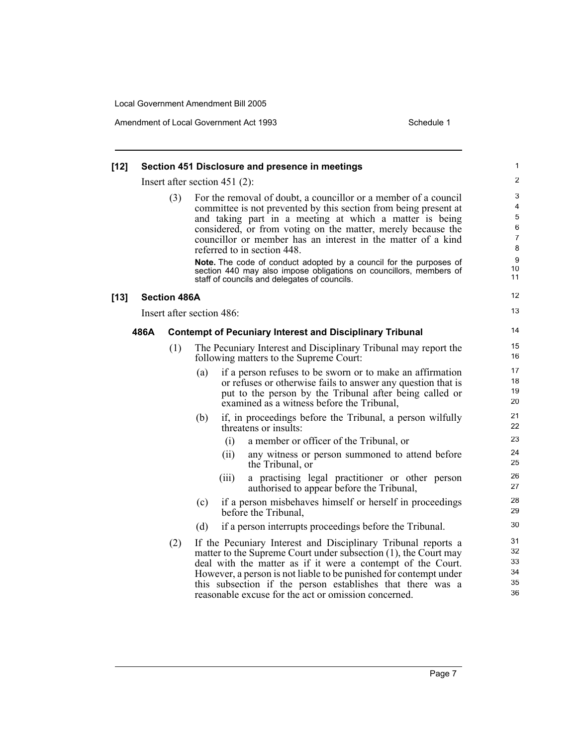**[12] Section 451 Disclosure and presence in meetings**

Insert after section 451 (2):

(3) For the removal of doubt, a councillor or a member of a council committee is not prevented by this section from being present at and taking part in a meeting at which a matter is being considered, or from voting on the matter, merely because the councillor or member has an interest in the matter of a kind referred to in section 448.

**Note.** The code of conduct adopted by a council for the purposes of section 440 may also impose obligations on councillors, members of staff of councils and delegates of councils.

**[13] Section 486A**

Insert after section 486:

**486A Contempt of Pecuniary Interest and Disciplinary Tribunal**

(1) The Pecuniary Interest and Disciplinary Tribunal may report the following matters to the Supreme Court:

- (a) if a person refuses to be sworn or to make an affirmation or refuses or otherwise fails to answer any question that is put to the person by the Tribunal after being called or examined as a witness before the Tribunal,
- (b) if, in proceedings before the Tribunal, a person wilfully threatens or insults:
  - (i) a member or officer of the Tribunal, or
  - (ii) any witness or person summoned to attend before the Tribunal, or
  - (iii) a practising legal practitioner or other person authorised to appear before the Tribunal,
- (c) if a person misbehaves himself or herself in proceedings before the Tribunal,
- (d) if a person interrupts proceedings before the Tribunal.

(2) If the Pecuniary Interest and Disciplinary Tribunal reports a matter to the Supreme Court under subsection (1), the Court may deal with the matter as if it were a contempt of the Court. However, a person is not liable to be punished for contempt under this subsection if the person establishes that there was a reasonable excuse for the act or omission concerned.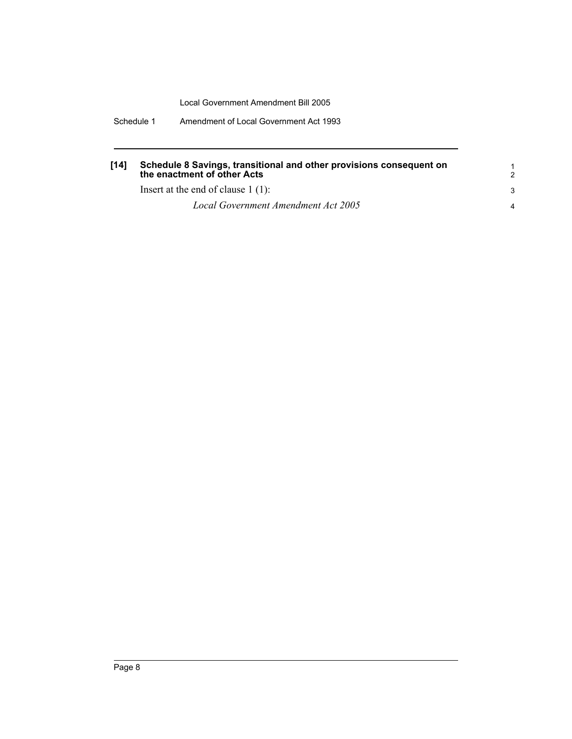**[14] Schedule 8 Savings, transitional and other provisions consequent on the enactment of other Acts**

Insert at the end of clause 1 (1):

*Local Government Amendment Act 2005*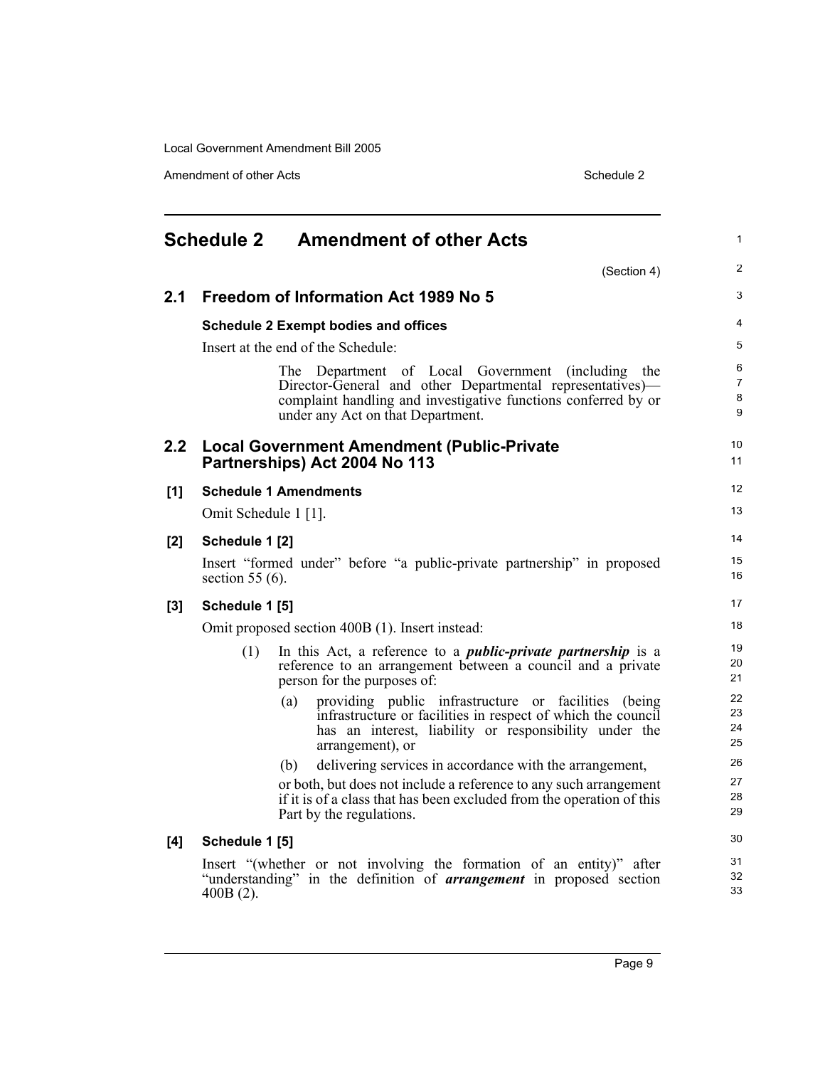# Schedule 2 Amendment of other Acts

(Section 4)

## 2.1 Freedom of Information Act 1989 No 5

**Schedule 2 Exempt bodies and offices**

Insert at the end of the Schedule:

> The Department of Local Government (including the Director-General and other Departmental representatives)—complaint handling and investigative functions conferred by or under any Act on that Department.

## 2.2 Local Government Amendment (Public-Private Partnerships) Act 2004 No 113

**[1] Schedule 1 Amendments**

Omit Schedule 1 [1].

**[2] Schedule 1 [2]**

Insert "formed under" before "a public-private partnership" in proposed section 55 (6).

**[3] Schedule 1 [5]**

Omit proposed section 400B (1). Insert instead:

> (1) In this Act, a reference to a ***public-private partnership*** is a reference to an arrangement between a council and a private person for the purposes of:
>
> (a) providing public infrastructure or facilities (being infrastructure or facilities in respect of which the council has an interest, liability or responsibility under the arrangement), or
>
> (b) delivering services in accordance with the arrangement,
>
> or both, but does not include a reference to any such arrangement if it is of a class that has been excluded from the operation of this Part by the regulations.

**[4] Schedule 1 [5]**

Insert "(whether or not involving the formation of an entity)" after "understanding" in the definition of ***arrangement*** in proposed section 400B (2).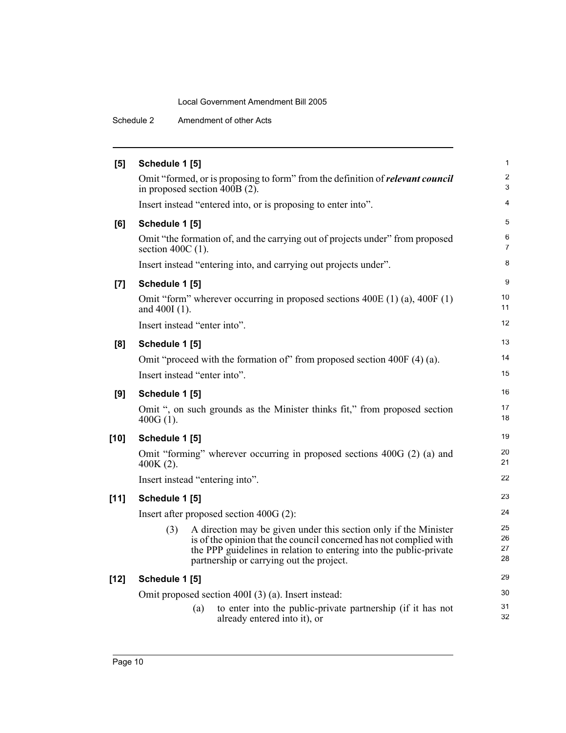**[5] Schedule 1 [5]**

Omit "formed, or is proposing to form" from the definition of ***relevant council*** in proposed section 400B (2).

Insert instead "entered into, or is proposing to enter into".

**[6] Schedule 1 [5]**

Omit "the formation of, and the carrying out of projects under" from proposed section 400C (1).

Insert instead "entering into, and carrying out projects under".

**[7] Schedule 1 [5]**

Omit "form" wherever occurring in proposed sections 400E (1) (a), 400F (1) and 400I (1).

Insert instead "enter into".

**[8] Schedule 1 [5]**

Omit "proceed with the formation of" from proposed section 400F (4) (a).

Insert instead "enter into".

**[9] Schedule 1 [5]**

Omit ", on such grounds as the Minister thinks fit," from proposed section 400G (1).

**[10] Schedule 1 [5]**

Omit "forming" wherever occurring in proposed sections 400G (2) (a) and 400K (2).

Insert instead "entering into".

**[11] Schedule 1 [5]**

Insert after proposed section 400G (2):

> (3) A direction may be given under this section only if the Minister is of the opinion that the council concerned has not complied with the PPP guidelines in relation to entering into the public-private partnership or carrying out the project.

**[12] Schedule 1 [5]**

Omit proposed section 400I (3) (a). Insert instead:

> (a) to enter into the public-private partnership (if it has not already entered into it), or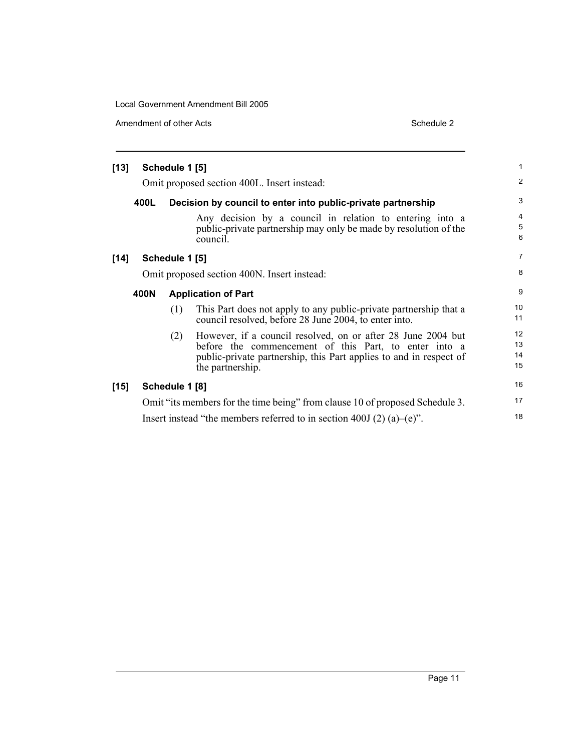**[13] Schedule 1 [5]**

Omit proposed section 400L. Insert instead:

**400L Decision by council to enter into public-private partnership**

Any decision by a council in relation to entering into a public-private partnership may only be made by resolution of the council.

**[14] Schedule 1 [5]**

Omit proposed section 400N. Insert instead:

**400N Application of Part**

(1) This Part does not apply to any public-private partnership that a council resolved, before 28 June 2004, to enter into.

(2) However, if a council resolved, on or after 28 June 2004 but before the commencement of this Part, to enter into a public-private partnership, this Part applies to and in respect of the partnership.

**[15] Schedule 1 [8]**

Omit "its members for the time being" from clause 10 of proposed Schedule 3.

Insert instead "the members referred to in section 400J (2) (a)–(e)".